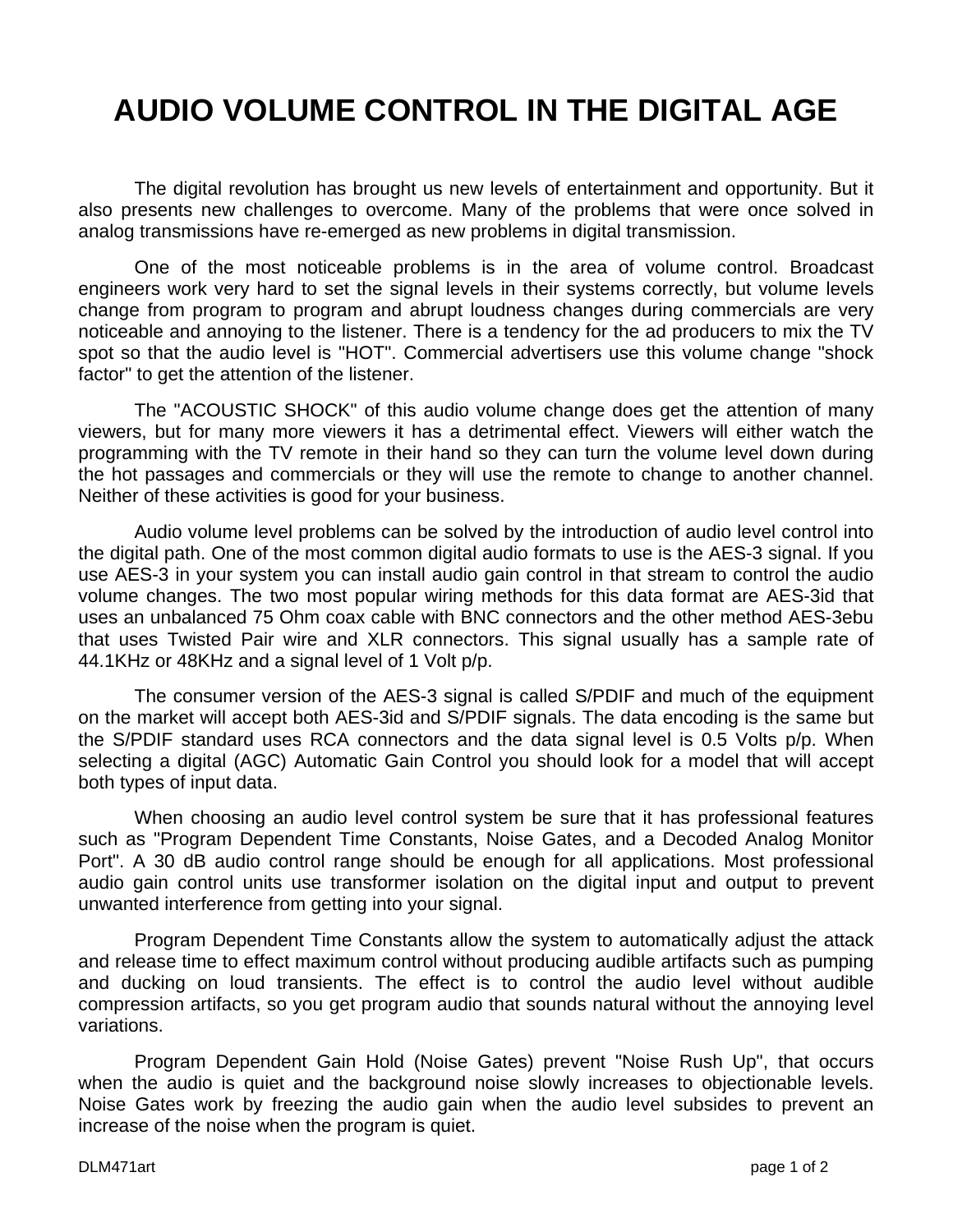# AUDIO VOLUME CONTROL IN THE DIGITAL AGE

The digital revolution has brought us new levels of entertainment and opportunity. But it also presents new challenges to overcome. Many of the problems that were once solved in analog transmissions have re-emerged as new problems in digital transmission.

One of the most noticeable problems is in the area of volume control. Broadcast engineers work very hard to set the signal levels in their systems correctly, but volume levels change from program to program and abrupt loudness changes during commercials are very noticeable and annoying to the listener. There is a tendency for the ad producers to mix the TV spot so that the audio level is "HOT". Commercial advertisers use this volume change "shock factor" to get the attention of the listener.

The "ACOUSTIC SHOCK" of this audio volume change does get the attention of many viewers, but for many more viewers it has a detrimental effect. Viewers will either watch the programming with the TV remote in their hand so they can turn the volume level down during the hot passages and commercials or they will use the remote to change to another channel. Neither of these activities is good for your business.

Audio volume level problems can be solved by the introduction of audio level control into the digital path. One of the most common digital audio formats to use is the AES-3 signal. If you use AES-3 in your system you can install audio gain control in that stream to control the audio volume changes. The two most popular wiring methods for this data format are AES-3id that uses an unbalanced 75 Ohm coax cable with BNC connectors and the other method AES-3ebu that uses Twisted Pair wire and XLR connectors. This signal usually has a sample rate of 44.1KHz or 48KHz and a signal level of 1 Volt p/p.

The consumer version of the AES-3 signal is called S/PDIF and much of the equipment on the market will accept both AES-3id and S/PDIF signals. The data encoding is the same but the S/PDIF standard uses RCA connectors and the data signal level is 0.5 Volts p/p. When selecting a digital (AGC) Automatic Gain Control you should look for a model that will accept both types of input data.

When choosing an audio level control system be sure that it has professional features such as "Program Dependent Time Constants, Noise Gates, and a Decoded Analog Monitor Port". A 30 dB audio control range should be enough for all applications. Most professional audio gain control units use transformer isolation on the digital input and output to prevent unwanted interference from getting into your signal.

Program Dependent Time Constants allow the system to automatically adjust the attack and release time to effect maximum control without producing audible artifacts such as pumping and ducking on loud transients. The effect is to control the audio level without audible compression artifacts, so you get program audio that sounds natural without the annoying level variations.

Program Dependent Gain Hold (Noise Gates) prevent "Noise Rush Up", that occurs when the audio is quiet and the background noise slowly increases to objectionable levels. Noise Gates work by freezing the audio gain when the audio level subsides to prevent an increase of the noise when the program is quiet.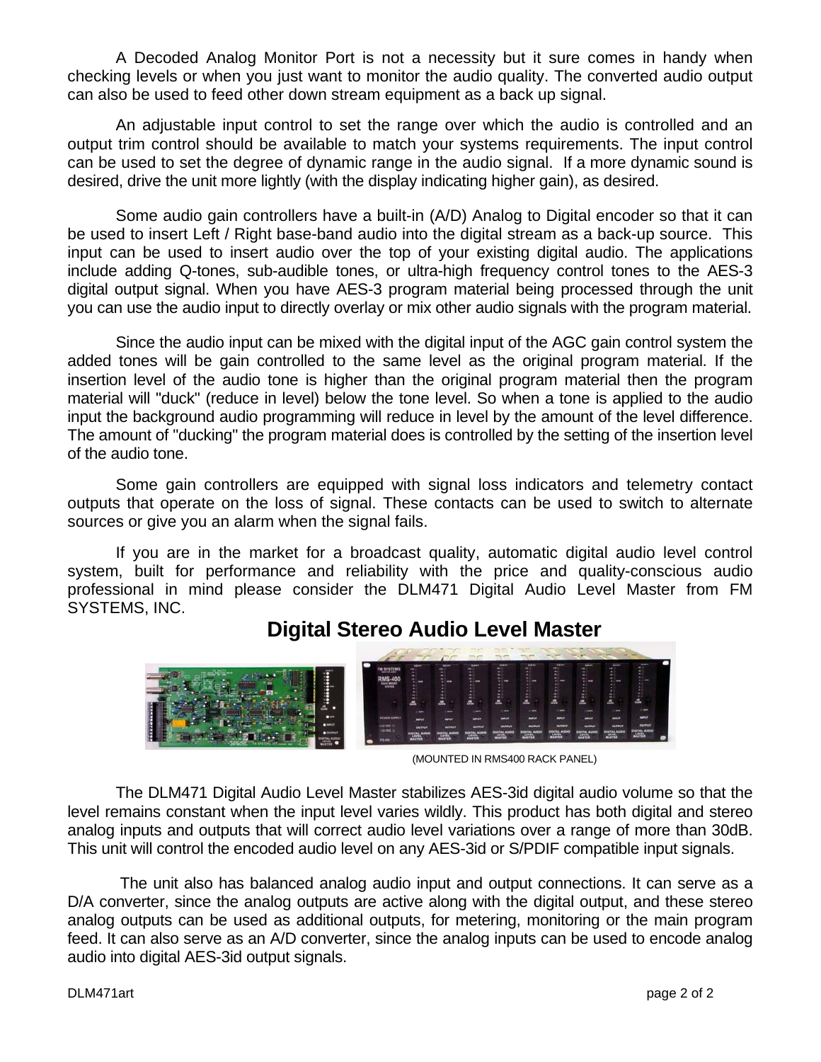A Decoded Analog Monitor Port is not a necessity but it sure comes in handy when checking levels or when you just want to monitor the audio quality. The converted audio output can also be used to feed other down stream equipment as a back up signal.

An adjustable input control to set the range over which the audio is controlled and an output trim control should be available to match your systems requirements. The input control can be used to set the degree of dynamic range in the audio signal. If a more dynamic sound is desired, drive the unit more lightly (with the display indicating higher gain), as desired.

Some audio gain controllers have a built-in (A/D) Analog to Digital encoder so that it can be used to insert Left / Right base-band audio into the digital stream as a back-up source. This input can be used to insert audio over the top of your existing digital audio. The applications include adding Q-tones, sub-audible tones, or ultra-high frequency control tones to the AES-3 digital output signal. When you have AES-3 program material being processed through the unit you can use the audio input to directly overlay or mix other audio signals with the program material.

Since the audio input can be mixed with the digital input of the AGC gain control system the added tones will be gain controlled to the same level as the original program material. If the insertion level of the audio tone is higher than the original program material then the program material will "duck" (reduce in level) below the tone level. So when a tone is applied to the audio input the background audio programming will reduce in level by the amount of the level difference. The amount of "ducking" the program material does is controlled by the setting of the insertion level of the audio tone.

Some gain controllers are equipped with signal loss indicators and telemetry contact outputs that operate on the loss of signal. These contacts can be used to switch to alternate sources or give you an alarm when the signal fails.

If you are in the market for a broadcast quality, automatic digital audio level control system, built for performance and reliability with the price and quality-conscious audio professional in mind please consider the DLM471 Digital Audio Level Master from FM SYSTEMS, INC.

## Digital Stereo Audio Level Master

(MOUNTED IN RMS400 RACK PANEL)

The DLM471 Digital Audio Level Master stabilizes AES-3id digital audio volume so that the level remains constant when the input level varies wildly. This product has both digital and stereo analog inputs and outputs that will correct audio level variations over a range of more than 30dB. This unit will control the encoded audio level on any AES-3id or S/PDIF compatible input signals.

The unit also has balanced analog audio input and output connections. It can serve as a D/A converter, since the analog outputs are active along with the digital output, and these stereo analog outputs can be used as additional outputs, for metering, monitoring or the main program feed. It can also serve as an A/D converter, since the analog inputs can be used to encode analog audio into digital AES-3id output signals.